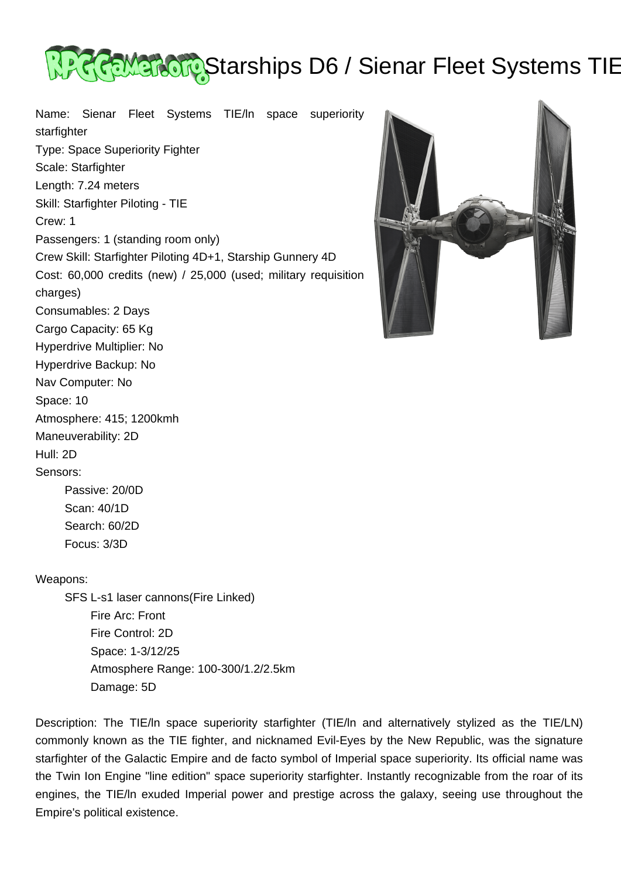# Starships D6 / Sienar Fleet Systems TIE

Name: Sienar Fleet Systems TIE/ln space superiority starfighter
Type: Space Superiority Fighter
Scale: Starfighter
Length: 7.24 meters
Skill: Starfighter Piloting - TIE
Crew: 1
Passengers: 1 (standing room only)
Crew Skill: Starfighter Piloting 4D+1, Starship Gunnery 4D
Cost: 60,000 credits (new) / 25,000 (used; military requisition charges)
Consumables: 2 Days
Cargo Capacity: 65 Kg
Hyperdrive Multiplier: No
Hyperdrive Backup: No
Nav Computer: No
Space: 10
Atmosphere: 415; 1200kmh
Maneuverability: 2D
Hull: 2D
Sensors:

- Passive: 20/0D
- Scan: 40/1D
- Search: 60/2D
- Focus: 3/3D

Weapons:

- SFS L-s1 laser cannons(Fire Linked)
  - Fire Arc: Front
  - Fire Control: 2D
  - Space: 1-3/12/25
  - Atmosphere Range: 100-300/1.2/2.5km
  - Damage: 5D

Description: The TIE/ln space superiority starfighter (TIE/ln and alternatively stylized as the TIE/LN) commonly known as the TIE fighter, and nicknamed Evil-Eyes by the New Republic, was the signature starfighter of the Galactic Empire and de facto symbol of Imperial space superiority. Its official name was the Twin Ion Engine "line edition" space superiority starfighter. Instantly recognizable from the roar of its engines, the TIE/ln exuded Imperial power and prestige across the galaxy, seeing use throughout the Empire's political existence.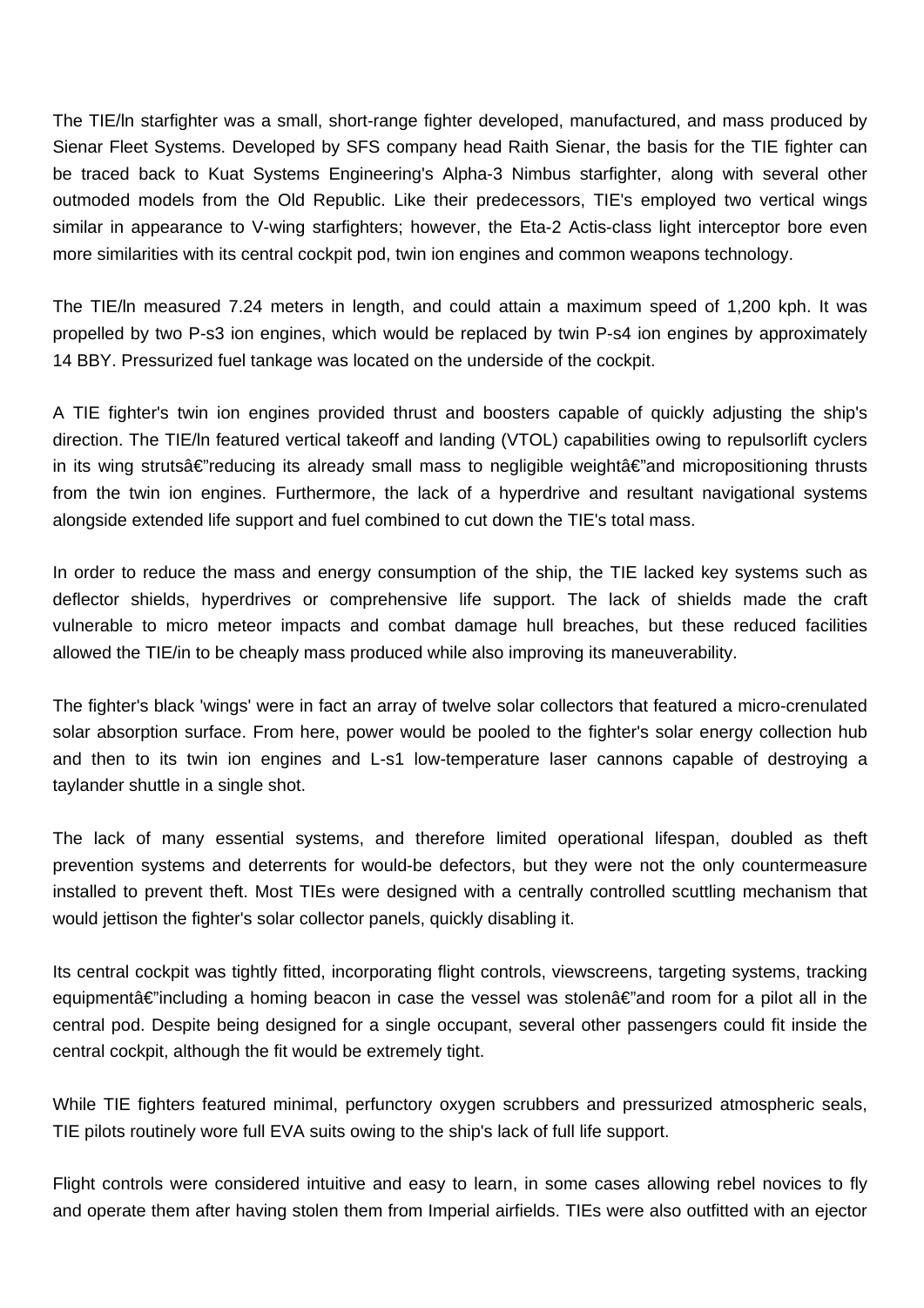The TIE/ln starfighter was a small, short-range fighter developed, manufactured, and mass produced by Sienar Fleet Systems. Developed by SFS company head Raith Sienar, the basis for the TIE fighter can be traced back to Kuat Systems Engineering's Alpha-3 Nimbus starfighter, along with several other outmoded models from the Old Republic. Like their predecessors, TIE's employed two vertical wings similar in appearance to V-wing starfighters; however, the Eta-2 Actis-class light interceptor bore even more similarities with its central cockpit pod, twin ion engines and common weapons technology.

The TIE/ln measured 7.24 meters in length, and could attain a maximum speed of 1,200 kph. It was propelled by two P-s3 ion engines, which would be replaced by twin P-s4 ion engines by approximately 14 BBY. Pressurized fuel tankage was located on the underside of the cockpit.

A TIE fighter's twin ion engines provided thrust and boosters capable of quickly adjusting the ship's direction. The TIE/ln featured vertical takeoff and landing (VTOL) capabilities owing to repulsorlift cyclers in its wing strutsâ€"reducing its already small mass to negligible weightâ€"and micropositioning thrusts from the twin ion engines. Furthermore, the lack of a hyperdrive and resultant navigational systems alongside extended life support and fuel combined to cut down the TIE's total mass.

In order to reduce the mass and energy consumption of the ship, the TIE lacked key systems such as deflector shields, hyperdrives or comprehensive life support. The lack of shields made the craft vulnerable to micro meteor impacts and combat damage hull breaches, but these reduced facilities allowed the TIE/in to be cheaply mass produced while also improving its maneuverability.

The fighter's black 'wings' were in fact an array of twelve solar collectors that featured a micro-crenulated solar absorption surface. From here, power would be pooled to the fighter's solar energy collection hub and then to its twin ion engines and L-s1 low-temperature laser cannons capable of destroying a taylander shuttle in a single shot.

The lack of many essential systems, and therefore limited operational lifespan, doubled as theft prevention systems and deterrents for would-be defectors, but they were not the only countermeasure installed to prevent theft. Most TIEs were designed with a centrally controlled scuttling mechanism that would jettison the fighter's solar collector panels, quickly disabling it.

Its central cockpit was tightly fitted, incorporating flight controls, viewscreens, targeting systems, tracking equipmentâ€"including a homing beacon in case the vessel was stolenâ€"and room for a pilot all in the central pod. Despite being designed for a single occupant, several other passengers could fit inside the central cockpit, although the fit would be extremely tight.

While TIE fighters featured minimal, perfunctory oxygen scrubbers and pressurized atmospheric seals, TIE pilots routinely wore full EVA suits owing to the ship's lack of full life support.

Flight controls were considered intuitive and easy to learn, in some cases allowing rebel novices to fly and operate them after having stolen them from Imperial airfields. TIEs were also outfitted with an ejector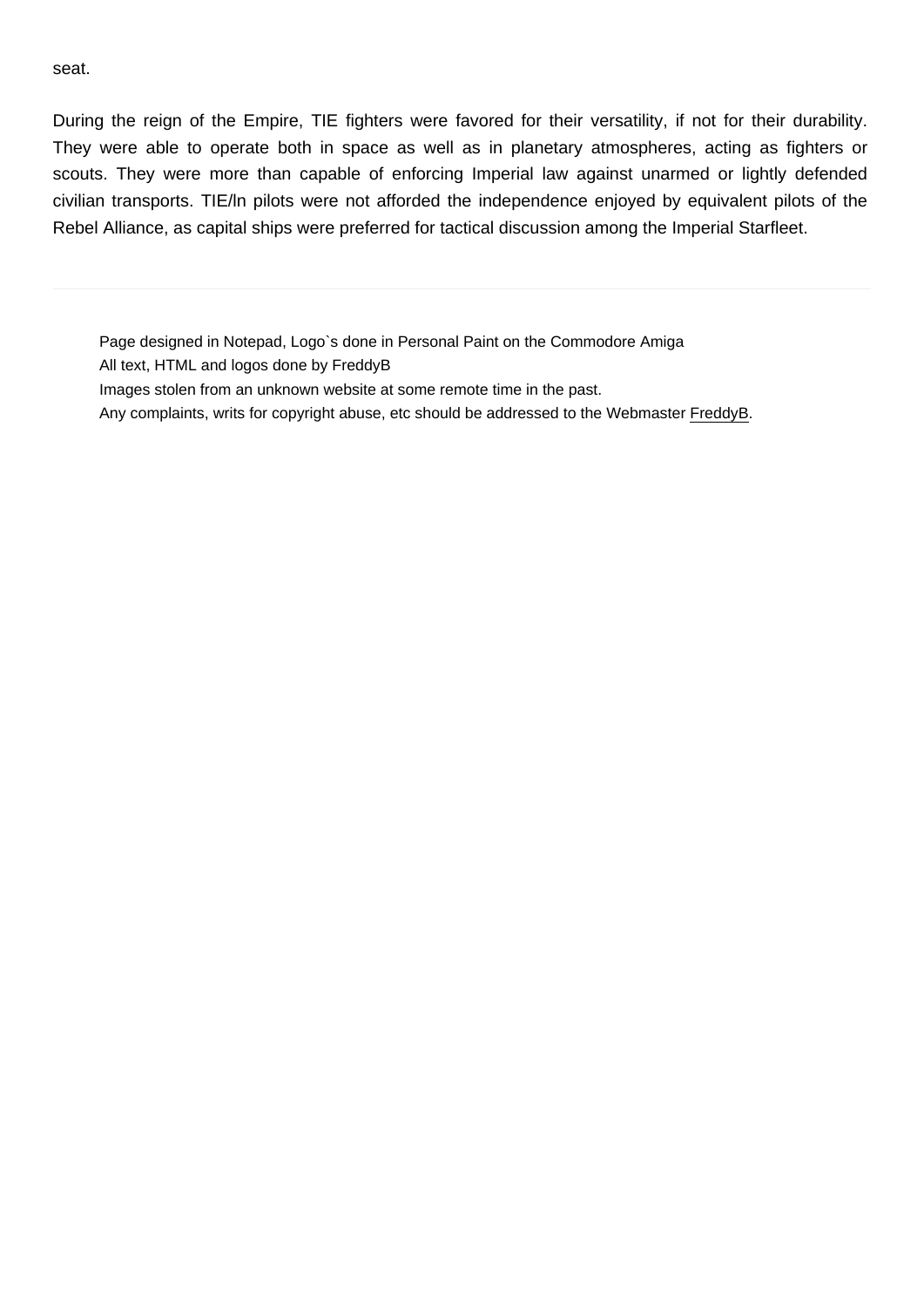seat.

During the reign of the Empire, TIE fighters were favored for their versatility, if not for their durability. They were able to operate both in space as well as in planetary atmospheres, acting as fighters or scouts. They were more than capable of enforcing Imperial law against unarmed or lightly defended civilian transports. TIE/ln pilots were not afforded the independence enjoyed by equivalent pilots of the Rebel Alliance, as capital ships were preferred for tactical discussion among the Imperial Starfleet.

---

Page designed in Notepad, Logo`s done in Personal Paint on the Commodore Amiga
All text, HTML and logos done by FreddyB
Images stolen from an unknown website at some remote time in the past.
Any complaints, writs for copyright abuse, etc should be addressed to the Webmaster FreddyB.